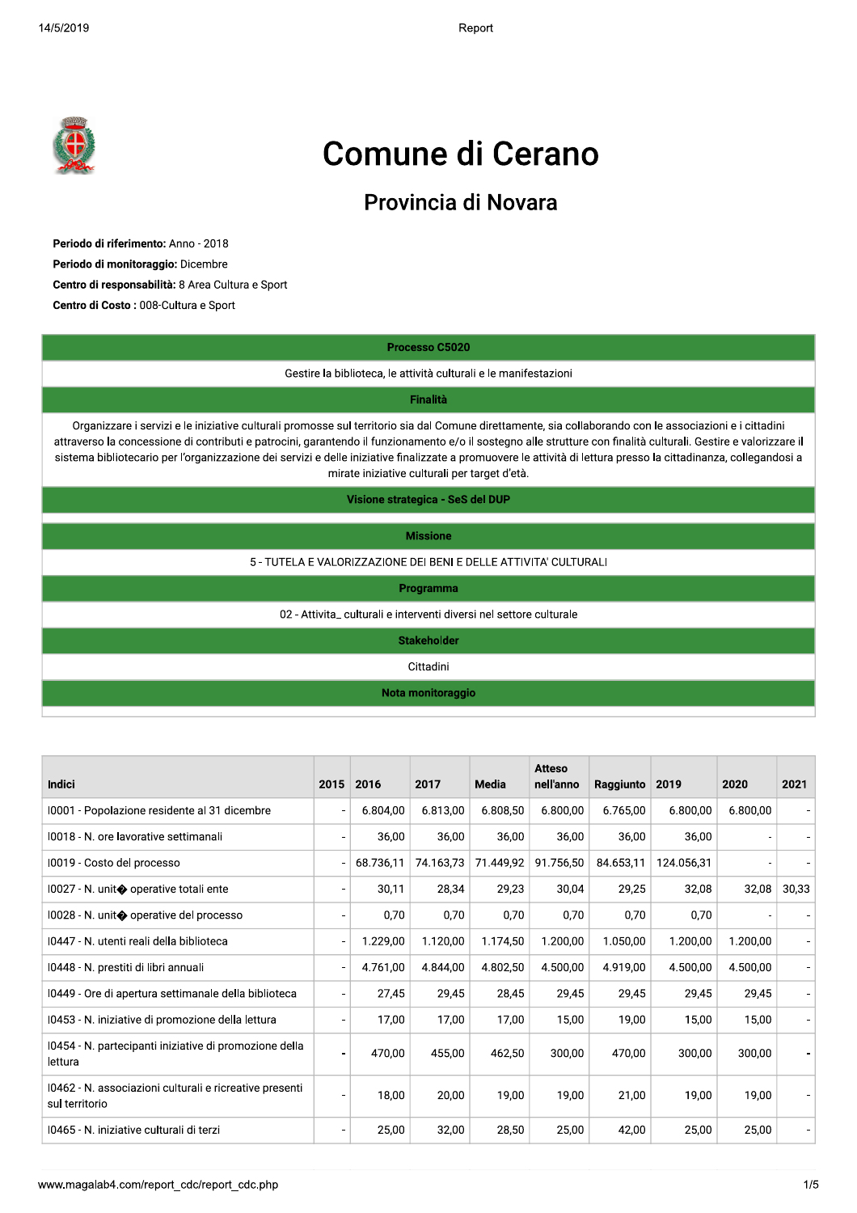# Comune di Cerano

## Provincia di Novara

**Periodo di riferimento:** Anno - 2018
**Periodo di monitoraggio:** Dicembre
**Centro di responsabilità:** 8 Area Cultura e Sport
**Centro di Costo :** 008-Cultura e Sport

| Processo C5020 |
|---|
| Gestire la biblioteca, le attività culturali e le manifestazioni |
| **Finalità** |
| Organizzare i servizi e le iniziative culturali promosse sul territorio sia dal Comune direttamente, sia collaborando con le associazioni e i cittadini attraverso la concessione di contributi e patrocini, garantendo il funzionamento e/o il sostegno alle strutture con finalità culturali. Gestire e valorizzare il sistema bibliotecario per l'organizzazione dei servizi e delle iniziative finalizzate a promuovere le attività di lettura presso la cittadinanza, collegandosi a mirate iniziative culturali per target d'età. |
| **Visione strategica - SeS del DUP** |
| |
| **Missione** |
| 5 - TUTELA E VALORIZZAZIONE DEI BENI E DELLE ATTIVITA' CULTURALI |
| **Programma** |
| 02 - Attivita_ culturali e interventi diversi nel settore culturale |
| **Stakeholder** |
| Cittadini |
| **Nota monitoraggio** |
| |

| Indici | 2015 | 2016 | 2017 | Media | Atteso nell'anno | Raggiunto | 2019 | 2020 | 2021 |
|---|---|---|---|---|---|---|---|---|---|
| I0001 - Popolazione residente al 31 dicembre | - | 6.804,00 | 6.813,00 | 6.808,50 | 6.800,00 | 6.765,00 | 6.800,00 | 6.800,00 | - |
| I0018 - N. ore lavorative settimanali | - | 36,00 | 36,00 | 36,00 | 36,00 | 36,00 | 36,00 | - | - |
| I0019 - Costo del processo | - | 68.736,11 | 74.163,73 | 71.449,92 | 91.756,50 | 84.653,11 | 124.056,31 | - | - |
| I0027 - N. unit� operative totali ente | - | 30,11 | 28,34 | 29,23 | 30,04 | 29,25 | 32,08 | 32,08 | 30,33 |
| I0028 - N. unit� operative del processo | - | 0,70 | 0,70 | 0,70 | 0,70 | 0,70 | 0,70 | - | - |
| I0447 - N. utenti reali della biblioteca | - | 1.229,00 | 1.120,00 | 1.174,50 | 1.200,00 | 1.050,00 | 1.200,00 | 1.200,00 | - |
| I0448 - N. prestiti di libri annuali | - | 4.761,00 | 4.844,00 | 4.802,50 | 4.500,00 | 4.919,00 | 4.500,00 | 4.500,00 | - |
| I0449 - Ore di apertura settimanale della biblioteca | - | 27,45 | 29,45 | 28,45 | 29,45 | 29,45 | 29,45 | 29,45 | - |
| I0453 - N. iniziative di promozione della lettura | - | 17,00 | 17,00 | 17,00 | 15,00 | 19,00 | 15,00 | 15,00 | - |
| I0454 - N. partecipanti iniziative di promozione della lettura | - | 470,00 | 455,00 | 462,50 | 300,00 | 470,00 | 300,00 | 300,00 | - |
| I0462 - N. associazioni culturali e ricreative presenti sul territorio | - | 18,00 | 20,00 | 19,00 | 19,00 | 21,00 | 19,00 | 19,00 | - |
| I0465 - N. iniziative culturali di terzi | - | 25,00 | 32,00 | 28,50 | 25,00 | 42,00 | 25,00 | 25,00 | - |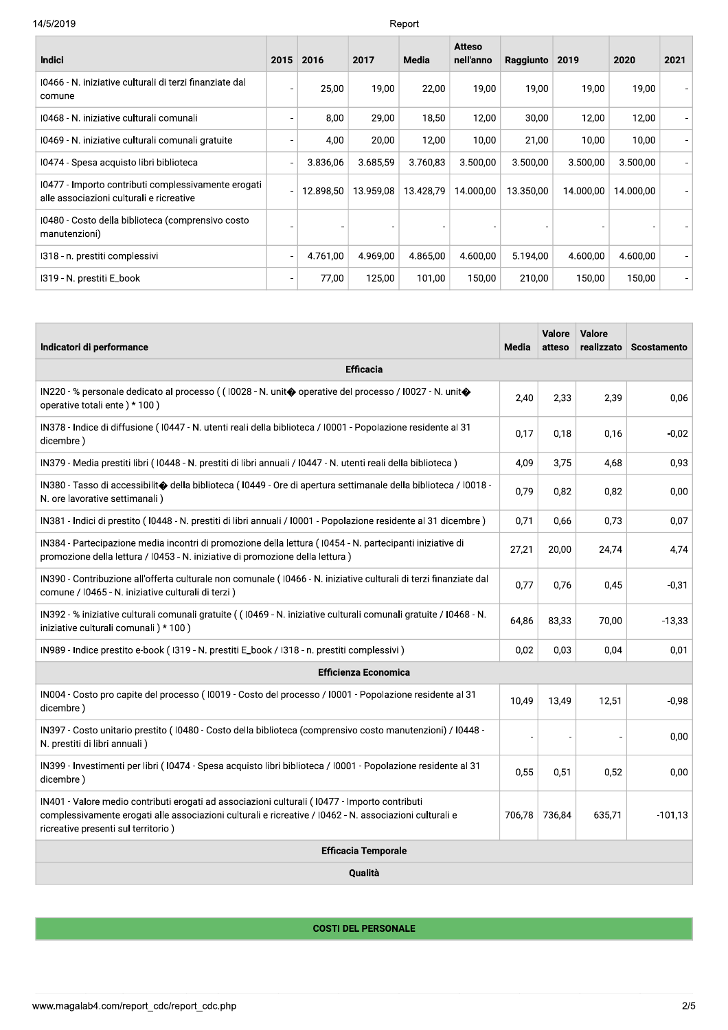| Indici | 2015 | 2016 | 2017 | Media | Atteso nell'anno | Raggiunto | 2019 | 2020 | 2021 |
|---|---|---|---|---|---|---|---|---|---|
| I0466 - N. iniziative culturali di terzi finanziate dal comune | - | 25,00 | 19,00 | 22,00 | 19,00 | 19,00 | 19,00 | 19,00 | - |
| I0468 - N. iniziative culturali comunali | - | 8,00 | 29,00 | 18,50 | 12,00 | 30,00 | 12,00 | 12,00 | - |
| I0469 - N. iniziative culturali comunali gratuite | - | 4,00 | 20,00 | 12,00 | 10,00 | 21,00 | 10,00 | 10,00 | - |
| I0474 - Spesa acquisto libri biblioteca | - | 3.836,06 | 3.685,59 | 3.760,83 | 3.500,00 | 3.500,00 | 3.500,00 | 3.500,00 | - |
| I0477 - Importo contributi complessivamente erogati alle associazioni culturali e ricreative | - | 12.898,50 | 13.959,08 | 13.428,79 | 14.000,00 | 13.350,00 | 14.000,00 | 14.000,00 | - |
| I0480 - Costo della biblioteca (comprensivo costo manutenzioni) | - | - | - | - | - | - | - | - | - |
| I318 - n. prestiti complessivi | - | 4.761,00 | 4.969,00 | 4.865,00 | 4.600,00 | 5.194,00 | 4.600,00 | 4.600,00 | - |
| I319 - N. prestiti E_book | - | 77,00 | 125,00 | 101,00 | 150,00 | 210,00 | 150,00 | 150,00 | - |

| Indicatori di performance | Media | Valore atteso | Valore realizzato | Scostamento |
|---|---|---|---|---|
| **Efficacia** | | | | |
| IN220 - % personale dedicato al processo ( ( I0028 - N. unit� operative del processo / I0027 - N. unit� operative totali ente ) * 100 ) | 2,40 | 2,33 | 2,39 | 0,06 |
| IN378 - Indice di diffusione ( I0447 - N. utenti reali della biblioteca / I0001 - Popolazione residente al 31 dicembre ) | 0,17 | 0,18 | 0,16 | -0,02 |
| IN379 - Media prestiti libri ( I0448 - N. prestiti di libri annuali / I0447 - N. utenti reali della biblioteca ) | 4,09 | 3,75 | 4,68 | 0,93 |
| IN380 - Tasso di accessibilit� della biblioteca ( I0449 - Ore di apertura settimanale della biblioteca / I0018 - N. ore lavorative settimanali ) | 0,79 | 0,82 | 0,82 | 0,00 |
| IN381 - Indici di prestito ( I0448 - N. prestiti di libri annuali / I0001 - Popolazione residente al 31 dicembre ) | 0,71 | 0,66 | 0,73 | 0,07 |
| IN384 - Partecipazione media incontri di promozione della lettura ( I0454 - N. partecipanti iniziative di promozione della lettura / I0453 - N. iniziative di promozione della lettura ) | 27,21 | 20,00 | 24,74 | 4,74 |
| IN390 - Contribuzione all'offerta culturale non comunale ( I0466 - N. iniziative culturali di terzi finanziate dal comune / I0465 - N. iniziative culturali di terzi ) | 0,77 | 0,76 | 0,45 | -0,31 |
| IN392 - % iniziative culturali comunali gratuite ( ( I0469 - N. iniziative culturali comunali gratuite / I0468 - N. iniziative culturali comunali ) * 100 ) | 64,86 | 83,33 | 70,00 | -13,33 |
| IN989 - Indice prestito e-book ( I319 - N. prestiti E_book / I318 - n. prestiti complessivi ) | 0,02 | 0,03 | 0,04 | 0,01 |
| **Efficienza Economica** | | | | |
| IN004 - Costo pro capite del processo ( I0019 - Costo del processo / I0001 - Popolazione residente al 31 dicembre ) | 10,49 | 13,49 | 12,51 | -0,98 |
| IN397 - Costo unitario prestito ( I0480 - Costo della biblioteca (comprensivo costo manutenzioni) / I0448 - N. prestiti di libri annuali ) | - | - | - | 0,00 |
| IN399 - Investimenti per libri ( I0474 - Spesa acquisto libri biblioteca / I0001 - Popolazione residente al 31 dicembre ) | 0,55 | 0,51 | 0,52 | 0,00 |
| IN401 - Valore medio contributi erogati ad associazioni culturali ( I0477 - Importo contributi complessivamente erogati alle associazioni culturali e ricreative / I0462 - N. associazioni culturali e ricreative presenti sul territorio ) | 706,78 | 736,84 | 635,71 | -101,13 |
| **Efficacia Temporale** | | | | |
| **Qualità** | | | | |

## COSTI DEL PERSONALE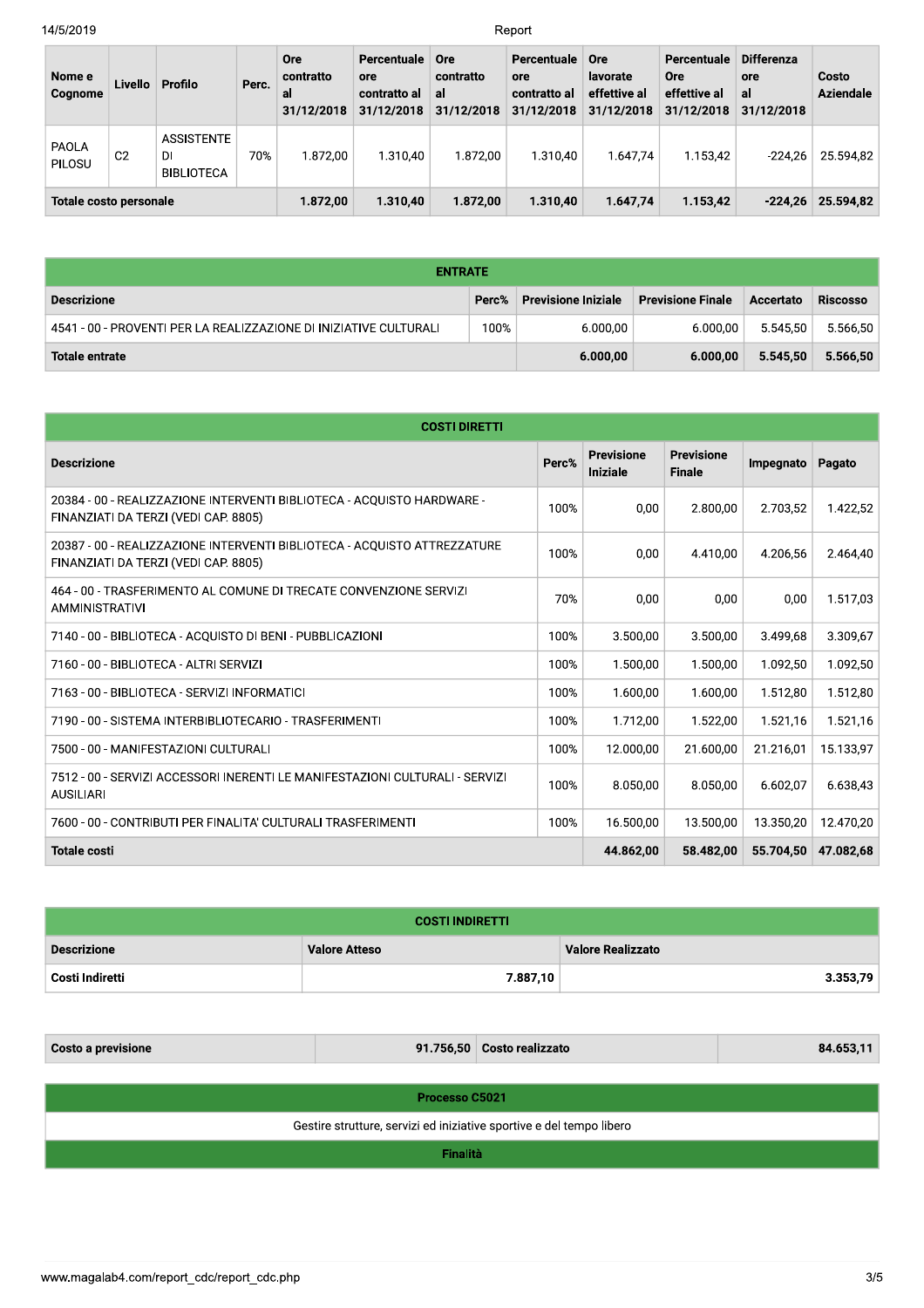| Nome e Cognome | Livello | Profilo | Perc. | Ore contratto al 31/12/2018 | Percentuale ore contratto al 31/12/2018 | Ore contratto al 31/12/2018 | Percentuale ore contratto al 31/12/2018 | Ore lavorate effettive al 31/12/2018 | Percentuale Ore effettive al 31/12/2018 | Differenza ore al 31/12/2018 | Costo Aziendale |
|---|---|---|---|---|---|---|---|---|---|---|---|
| PAOLA PILOSU | C2 | ASSISTENTE DI BIBLIOTECA | 70% | 1.872,00 | 1.310,40 | 1.872,00 | 1.310,40 | 1.647,74 | 1.153,42 | -224,26 | 25.594,82 |
| **Totale costo personale** | | | | **1.872,00** | **1.310,40** | **1.872,00** | **1.310,40** | **1.647,74** | **1.153,42** | **-224,26** | **25.594,82** |

| ENTRATE | | | | | |
|---|---|---|---|---|---|
| **Descrizione** | **Perc%** | **Previsione Iniziale** | **Previsione Finale** | **Accertato** | **Riscosso** |
| 4541 - 00 - PROVENTI PER LA REALIZZAZIONE DI INIZIATIVE CULTURALI | 100% | 6.000,00 | 6.000,00 | 5.545,50 | 5.566,50 |
| **Totale entrate** | | **6.000,00** | **6.000,00** | **5.545,50** | **5.566,50** |

| COSTI DIRETTI | | | | | |
|---|---|---|---|---|---|
| **Descrizione** | **Perc%** | **Previsione Iniziale** | **Previsione Finale** | **Impegnato** | **Pagato** |
| 20384 - 00 - REALIZZAZIONE INTERVENTI BIBLIOTECA - ACQUISTO HARDWARE - FINANZIATI DA TERZI (VEDI CAP. 8805) | 100% | 0,00 | 2.800,00 | 2.703,52 | 1.422,52 |
| 20387 - 00 - REALIZZAZIONE INTERVENTI BIBLIOTECA - ACQUISTO ATTREZZATURE FINANZIATI DA TERZI (VEDI CAP. 8805) | 100% | 0,00 | 4.410,00 | 4.206,56 | 2.464,40 |
| 464 - 00 - TRASFERIMENTO AL COMUNE DI TRECATE CONVENZIONE SERVIZI AMMINISTRATIVI | 70% | 0,00 | 0,00 | 0,00 | 1.517,03 |
| 7140 - 00 - BIBLIOTECA - ACQUISTO DI BENI - PUBBLICAZIONI | 100% | 3.500,00 | 3.500,00 | 3.499,68 | 3.309,67 |
| 7160 - 00 - BIBLIOTECA - ALTRI SERVIZI | 100% | 1.500,00 | 1.500,00 | 1.092,50 | 1.092,50 |
| 7163 - 00 - BIBLIOTECA - SERVIZI INFORMATICI | 100% | 1.600,00 | 1.600,00 | 1.512,80 | 1.512,80 |
| 7190 - 00 - SISTEMA INTERBIBLIOTECARIO - TRASFERIMENTI | 100% | 1.712,00 | 1.522,00 | 1.521,16 | 1.521,16 |
| 7500 - 00 - MANIFESTAZIONI CULTURALI | 100% | 12.000,00 | 21.600,00 | 21.216,01 | 15.133,97 |
| 7512 - 00 - SERVIZI ACCESSORI INERENTI LE MANIFESTAZIONI CULTURALI - SERVIZI AUSILIARI | 100% | 8.050,00 | 8.050,00 | 6.602,07 | 6.638,43 |
| 7600 - 00 - CONTRIBUTI PER FINALITA' CULTURALI TRASFERIMENTI | 100% | 16.500,00 | 13.500,00 | 13.350,20 | 12.470,20 |
| **Totale costi** | | **44.862,00** | **58.482,00** | **55.704,50** | **47.082,68** |

| COSTI INDIRETTI | | |
|---|---|---|
| **Descrizione** | **Valore Atteso** | **Valore Realizzato** |
| **Costi Indiretti** | **7.887,10** | **3.353,79** |

| Costo a previsione | 91.756,50 | Costo realizzato | 84.653,11 |
|---|---|---|---|

| Processo C5021 |
|---|
| Gestire strutture, servizi ed iniziative sportive e del tempo libero |
| **Finalità** |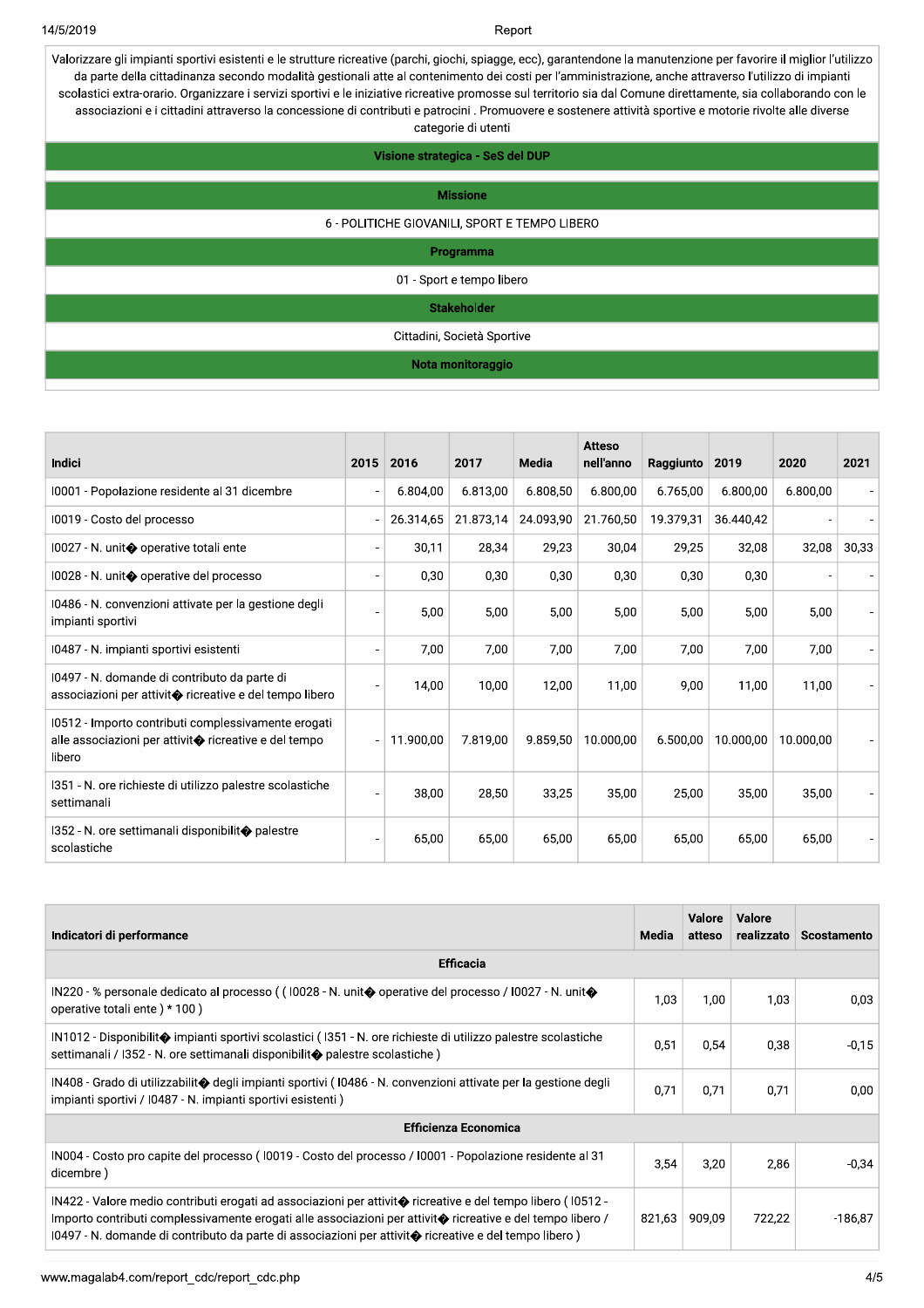Valorizzare gli impianti sportivi esistenti e le strutture ricreative (parchi, giochi, spiagge, ecc), garantendone la manutenzione per favorire il miglior l'utilizzo da parte della cittadinanza secondo modalità gestionali atte al contenimento dei costi per l'amministrazione, anche attraverso l'utilizzo di impianti scolastici extra-orario. Organizzare i servizi sportivi e le iniziative ricreative promosse sul territorio sia dal Comune direttamente, sia collaborando con le associazioni e i cittadini attraverso la concessione di contributi e patrocini . Promuovere e sostenere attività sportive e motorie rivolte alle diverse categorie di utenti

**Visione strategica - SeS del DUP**

**Missione**

6 - POLITICHE GIOVANILI, SPORT E TEMPO LIBERO

**Programma**

01 - Sport e tempo libero

**Stakeholder**

Cittadini, Società Sportive

**Nota monitoraggio**

| Indici | 2015 | 2016 | 2017 | Media | Atteso nell'anno | Raggiunto | 2019 | 2020 | 2021 |
|---|---|---|---|---|---|---|---|---|---|
| I0001 - Popolazione residente al 31 dicembre | - | 6.804,00 | 6.813,00 | 6.808,50 | 6.800,00 | 6.765,00 | 6.800,00 | 6.800,00 | - |
| I0019 - Costo del processo | - | 26.314,65 | 21.873,14 | 24.093,90 | 21.760,50 | 19.379,31 | 36.440,42 | - | - |
| I0027 - N. unit� operative totali ente | - | 30,11 | 28,34 | 29,23 | 30,04 | 29,25 | 32,08 | 32,08 | 30,33 |
| I0028 - N. unit� operative del processo | - | 0,30 | 0,30 | 0,30 | 0,30 | 0,30 | 0,30 | - | - |
| I0486 - N. convenzioni attivate per la gestione degli impianti sportivi | - | 5,00 | 5,00 | 5,00 | 5,00 | 5,00 | 5,00 | 5,00 | - |
| I0487 - N. impianti sportivi esistenti | - | 7,00 | 7,00 | 7,00 | 7,00 | 7,00 | 7,00 | 7,00 | - |
| I0497 - N. domande di contributo da parte di associazioni per attivit� ricreative e del tempo libero | - | 14,00 | 10,00 | 12,00 | 11,00 | 9,00 | 11,00 | 11,00 | - |
| I0512 - Importo contributi complessivamente erogati alle associazioni per attivit� ricreative e del tempo libero | - | 11.900,00 | 7.819,00 | 9.859,50 | 10.000,00 | 6.500,00 | 10.000,00 | 10.000,00 | - |
| I351 - N. ore richieste di utilizzo palestre scolastiche settimanali | - | 38,00 | 28,50 | 33,25 | 35,00 | 25,00 | 35,00 | 35,00 | - |
| I352 - N. ore settimanali disponibilit� palestre scolastiche | - | 65,00 | 65,00 | 65,00 | 65,00 | 65,00 | 65,00 | 65,00 | - |

| Indicatori di performance | Media | Valore atteso | Valore realizzato | Scostamento |
|---|---|---|---|---|
| **Efficacia** | | | | |
| IN220 - % personale dedicato al processo ( ( I0028 - N. unit� operative del processo / I0027 - N. unit� operative totali ente ) * 100 ) | 1,03 | 1,00 | 1,03 | 0,03 |
| IN1012 - Disponibilit� impianti sportivi scolastici ( I351 - N. ore richieste di utilizzo palestre scolastiche settimanali / I352 - N. ore settimanali disponibilit� palestre scolastiche ) | 0,51 | 0,54 | 0,38 | -0,15 |
| IN408 - Grado di utilizzabilit� degli impianti sportivi ( I0486 - N. convenzioni attivate per la gestione degli impianti sportivi / I0487 - N. impianti sportivi esistenti ) | 0,71 | 0,71 | 0,71 | 0,00 |
| **Efficienza Economica** | | | | |
| IN004 - Costo pro capite del processo ( I0019 - Costo del processo / I0001 - Popolazione residente al 31 dicembre ) | 3,54 | 3,20 | 2,86 | -0,34 |
| IN422 - Valore medio contributi erogati ad associazioni per attivit� ricreative e del tempo libero ( I0512 - Importo contributi complessivamente erogati alle associazioni per attivit� ricreative e del tempo libero / I0497 - N. domande di contributo da parte di associazioni per attivit� ricreative e del tempo libero ) | 821,63 | 909,09 | 722,22 | -186,87 |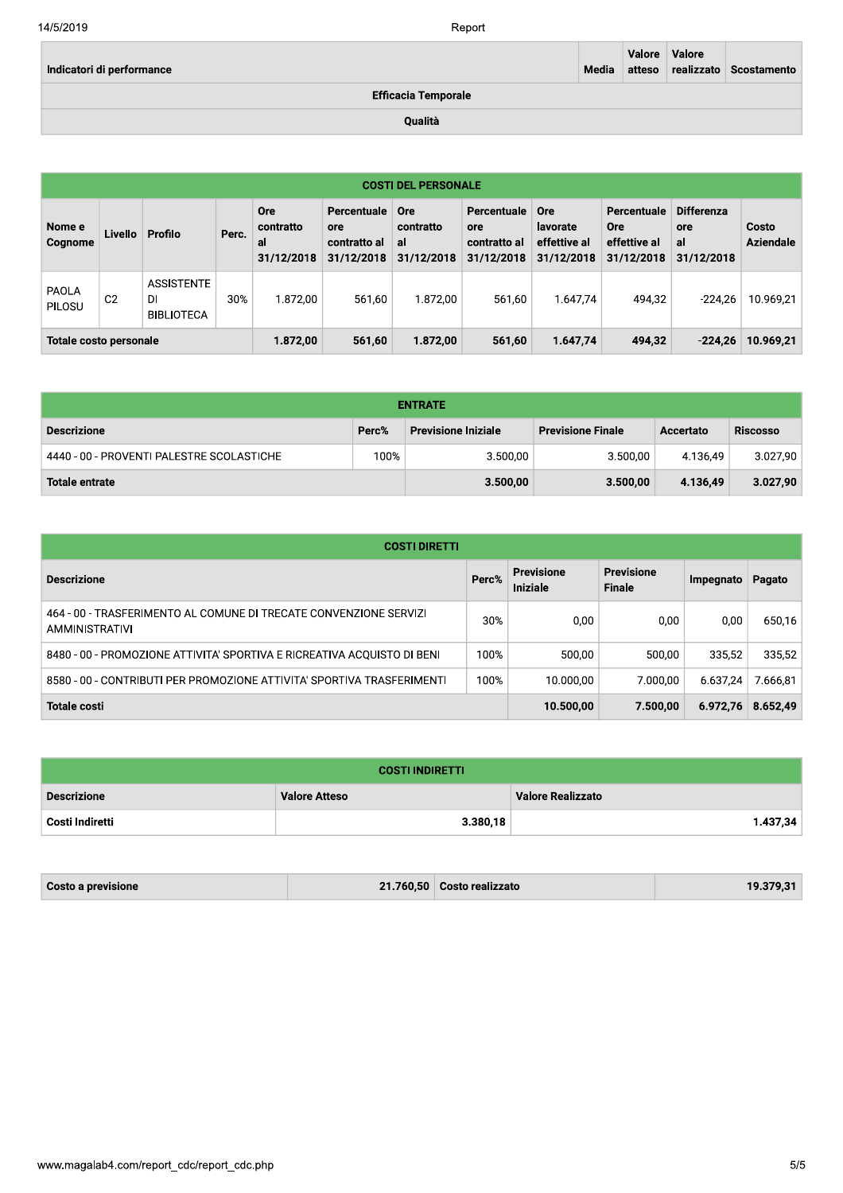| Indicatori di performance | Media | Valore atteso | Valore realizzato | Scostamento |
|---|---|---|---|---|
| Efficacia Temporale | | | | |
| Qualità | | | | |

**COSTI DEL PERSONALE**

| Nome e Cognome | Livello | Profilo | Perc. | Ore contratto al 31/12/2018 | Percentuale ore contratto al 31/12/2018 | Ore contratto al 31/12/2018 | Percentuale ore contratto al 31/12/2018 | Ore lavorate effettive al 31/12/2018 | Percentuale Ore effettive al 31/12/2018 | Differenza ore al 31/12/2018 | Costo Aziendale |
|---|---|---|---|---|---|---|---|---|---|---|---|
| PAOLA PILOSU | C2 | ASSISTENTE DI BIBLIOTECA | 30% | 1.872,00 | 561,60 | 1.872,00 | 561,60 | 1.647,74 | 494,32 | -224,26 | 10.969,21 |
| **Totale costo personale** | | | | **1.872,00** | **561,60** | **1.872,00** | **561,60** | **1.647,74** | **494,32** | **-224,26** | **10.969,21** |

**ENTRATE**

| Descrizione | Perc% | Previsione Iniziale | Previsione Finale | Accertato | Riscosso |
|---|---|---|---|---|---|
| 4440 - 00 - PROVENTI PALESTRE SCOLASTICHE | 100% | 3.500,00 | 3.500,00 | 4.136,49 | 3.027,90 |
| **Totale entrate** | | **3.500,00** | **3.500,00** | **4.136,49** | **3.027,90** |

**COSTI DIRETTI**

| Descrizione | Perc% | Previsione Iniziale | Previsione Finale | Impegnato | Pagato |
|---|---|---|---|---|---|
| 464 - 00 - TRASFERIMENTO AL COMUNE DI TRECATE CONVENZIONE SERVIZI AMMINISTRATIVI | 30% | 0,00 | 0,00 | 0,00 | 650,16 |
| 8480 - 00 - PROMOZIONE ATTIVITA' SPORTIVA E RICREATIVA ACQUISTO DI BENI | 100% | 500,00 | 500,00 | 335,52 | 335,52 |
| 8580 - 00 - CONTRIBUTI PER PROMOZIONE ATTIVITA' SPORTIVA TRASFERIMENTI | 100% | 10.000,00 | 7.000,00 | 6.637,24 | 7.666,81 |
| **Totale costi** | | **10.500,00** | **7.500,00** | **6.972,76** | **8.652,49** |

**COSTI INDIRETTI**

| Descrizione | Valore Atteso | Valore Realizzato |
|---|---|---|
| **Costi Indiretti** | **3.380,18** | **1.437,34** |

| | | | |
|---|---|---|---|
| **Costo a previsione** | **21.760,50** | **Costo realizzato** | **19.379,31** |